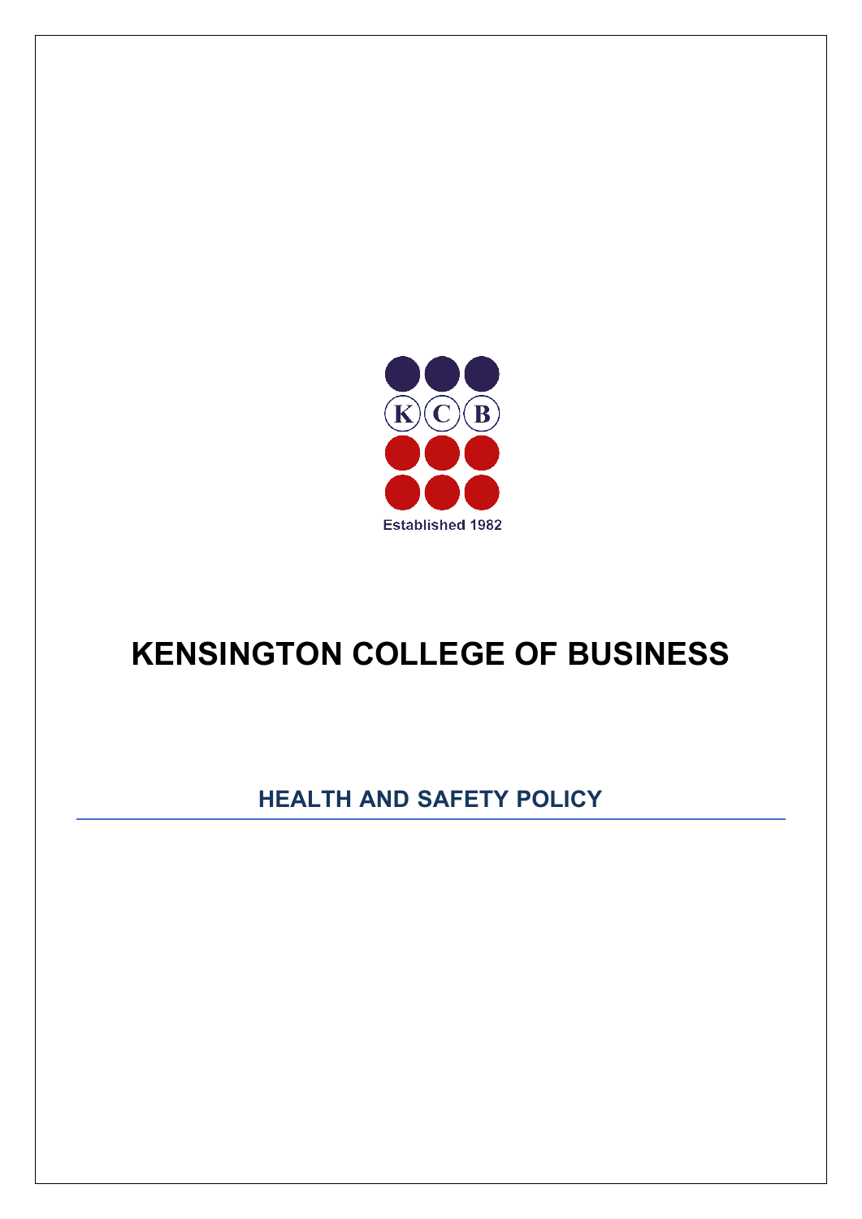K C B

Established 1982

# KENSINGTON COLLEGE OF BUSINESS

## HEALTH AND SAFETY POLICY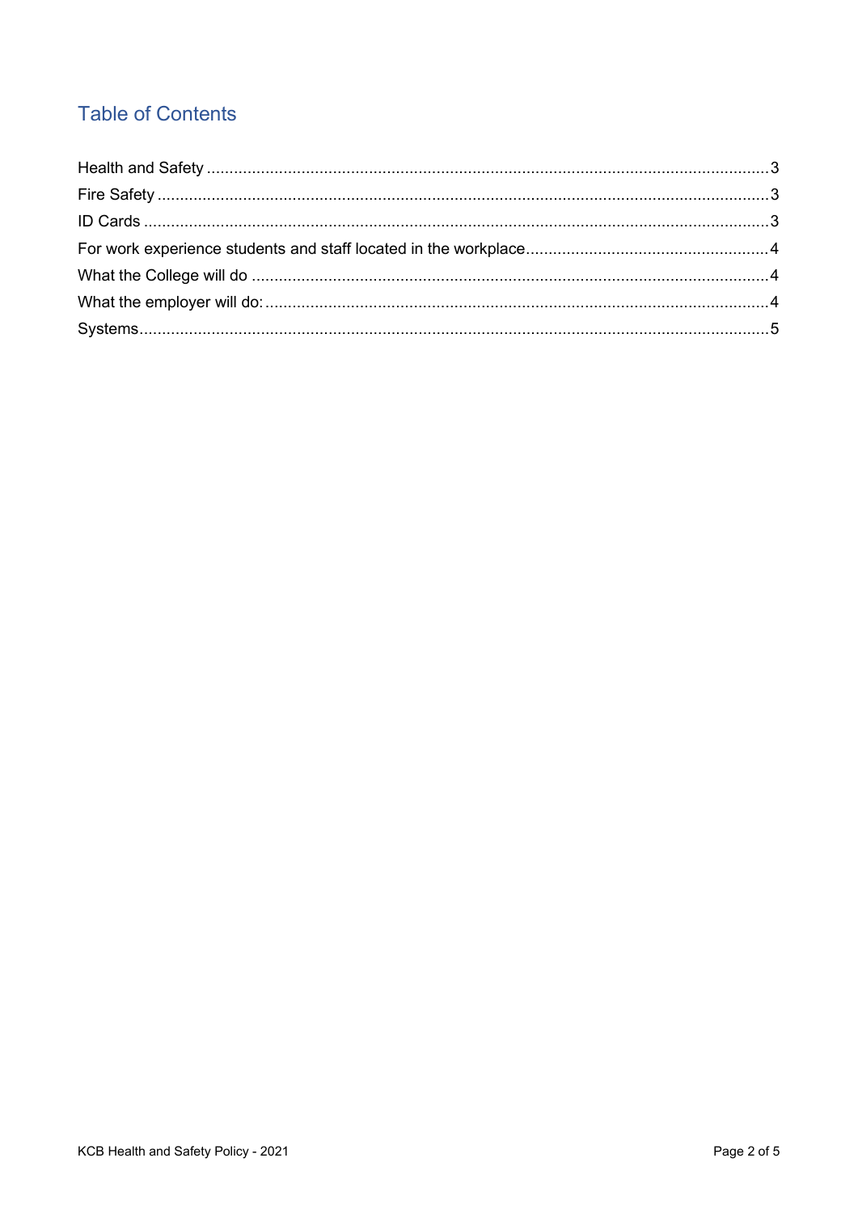## Table of Contents

Health and Safety ........................................................................................................ 3
Fire Safety .................................................................................................................. 3
ID Cards ...................................................................................................................... 3
For work experience students and staff located in the workplace ................................ 4
What the College will do .............................................................................................. 4
What the employer will do: .......................................................................................... 4
Systems ....................................................................................................................... 5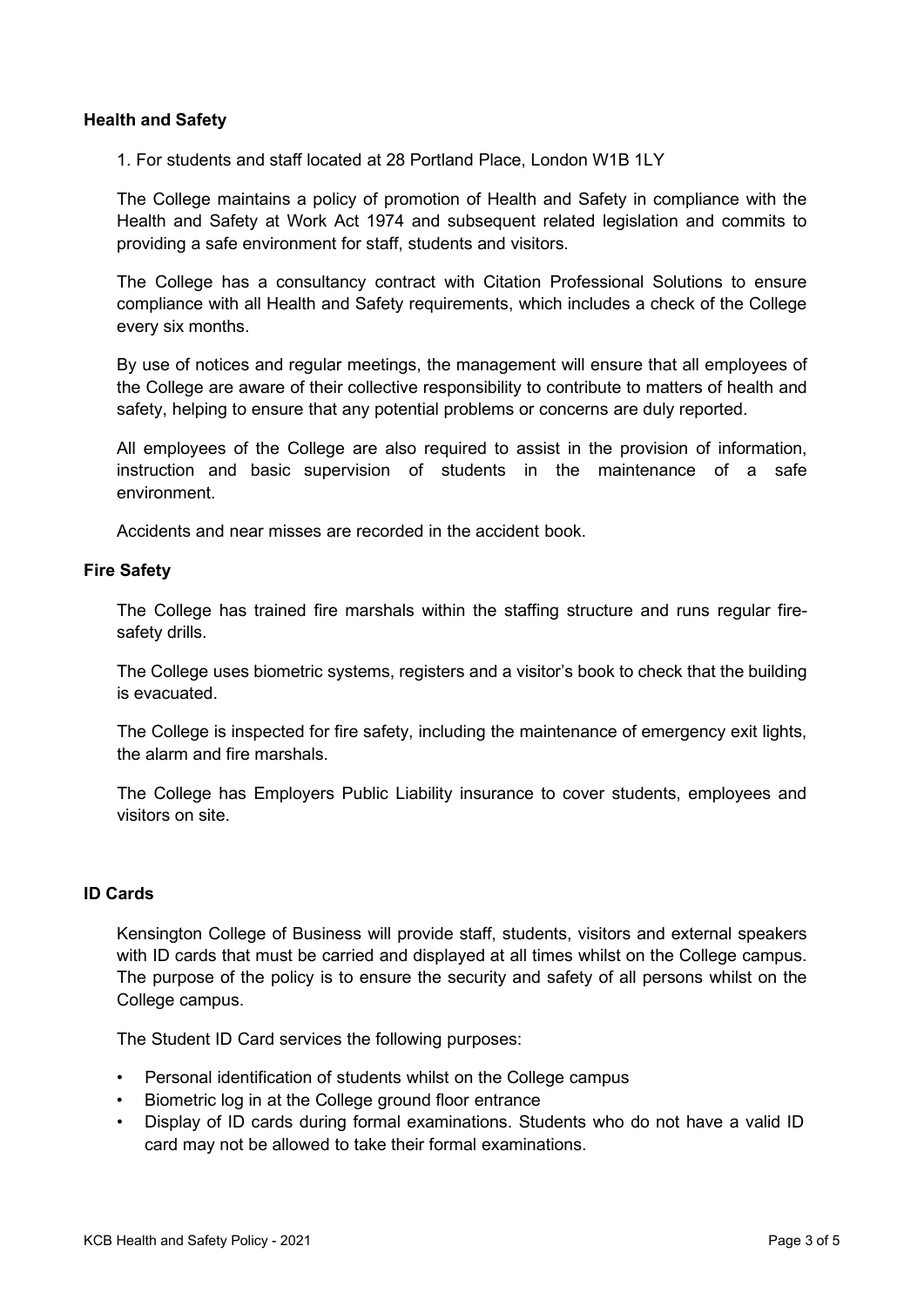## Health and Safety

1. For students and staff located at 28 Portland Place, London W1B 1LY

The College maintains a policy of promotion of Health and Safety in compliance with the Health and Safety at Work Act 1974 and subsequent related legislation and commits to providing a safe environment for staff, students and visitors.

The College has a consultancy contract with Citation Professional Solutions to ensure compliance with all Health and Safety requirements, which includes a check of the College every six months.

By use of notices and regular meetings, the management will ensure that all employees of the College are aware of their collective responsibility to contribute to matters of health and safety, helping to ensure that any potential problems or concerns are duly reported.

All employees of the College are also required to assist in the provision of information, instruction and basic supervision of students in the maintenance of a safe environment.

Accidents and near misses are recorded in the accident book.

## Fire Safety

The College has trained fire marshals within the staffing structure and runs regular fire-safety drills.

The College uses biometric systems, registers and a visitor's book to check that the building is evacuated.

The College is inspected for fire safety, including the maintenance of emergency exit lights, the alarm and fire marshals.

The College has Employers Public Liability insurance to cover students, employees and visitors on site.

## ID Cards

Kensington College of Business will provide staff, students, visitors and external speakers with ID cards that must be carried and displayed at all times whilst on the College campus. The purpose of the policy is to ensure the security and safety of all persons whilst on the College campus.

The Student ID Card services the following purposes:

- Personal identification of students whilst on the College campus
- Biometric log in at the College ground floor entrance
- Display of ID cards during formal examinations. Students who do not have a valid ID card may not be allowed to take their formal examinations.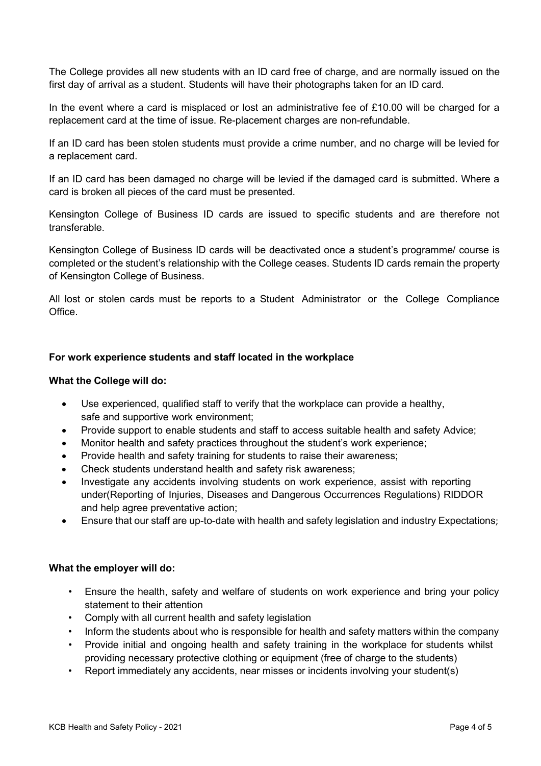The College provides all new students with an ID card free of charge, and are normally issued on the first day of arrival as a student. Students will have their photographs taken for an ID card.

In the event where a card is misplaced or lost an administrative fee of £10.00 will be charged for a replacement card at the time of issue. Re-placement charges are non-refundable.

If an ID card has been stolen students must provide a crime number, and no charge will be levied for a replacement card.

If an ID card has been damaged no charge will be levied if the damaged card is submitted. Where a card is broken all pieces of the card must be presented.

Kensington College of Business ID cards are issued to specific students and are therefore not transferable.

Kensington College of Business ID cards will be deactivated once a student's programme/ course is completed or the student's relationship with the College ceases. Students ID cards remain the property of Kensington College of Business.

All lost or stolen cards must be reports to a Student Administrator or the College Compliance Office.

**For work experience students and staff located in the workplace**

**What the College will do:**

- Use experienced, qualified staff to verify that the workplace can provide a healthy, safe and supportive work environment;
- Provide support to enable students and staff to access suitable health and safety Advice;
- Monitor health and safety practices throughout the student's work experience;
- Provide health and safety training for students to raise their awareness;
- Check students understand health and safety risk awareness;
- Investigate any accidents involving students on work experience, assist with reporting under(Reporting of Injuries, Diseases and Dangerous Occurrences Regulations) RIDDOR and help agree preventative action;
- Ensure that our staff are up-to-date with health and safety legislation and industry Expectations;

**What the employer will do:**

- Ensure the health, safety and welfare of students on work experience and bring your policy statement to their attention
- Comply with all current health and safety legislation
- Inform the students about who is responsible for health and safety matters within the company
- Provide initial and ongoing health and safety training in the workplace for students whilst providing necessary protective clothing or equipment (free of charge to the students)
- Report immediately any accidents, near misses or incidents involving your student(s)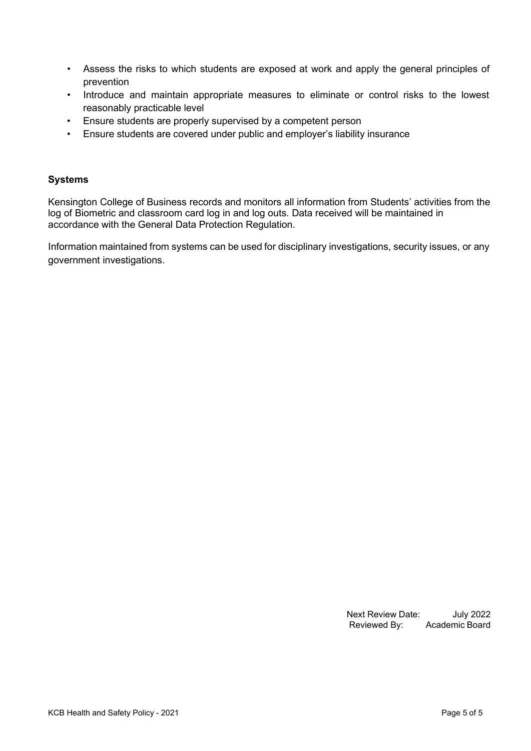- Assess the risks to which students are exposed at work and apply the general principles of prevention
- Introduce and maintain appropriate measures to eliminate or control risks to the lowest reasonably practicable level
- Ensure students are properly supervised by a competent person
- Ensure students are covered under public and employer's liability insurance

**Systems**

Kensington College of Business records and monitors all information from Students' activities from the log of Biometric and classroom card log in and log outs. Data received will be maintained in accordance with the General Data Protection Regulation.

Information maintained from systems can be used for disciplinary investigations, security issues, or any government investigations.

| | |
|---|---|
| Next Review Date: | July 2022 |
| Reviewed By: | Academic Board |